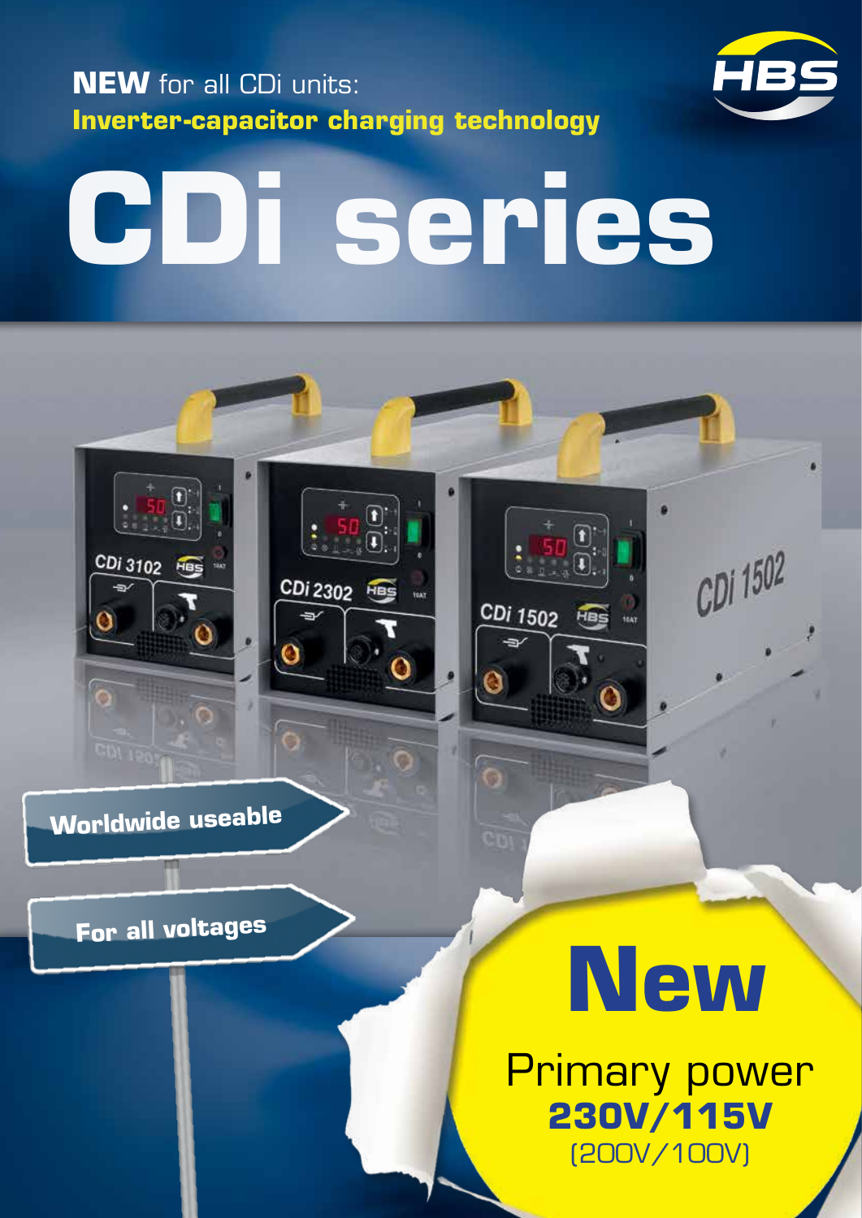**NEW** for all CDi units:

**Inverter-capacitor charging technology**

HBS

# CDi series

Worldwide useable

For all voltages

## New

Primary power

**230V/115V**

(200V/100V)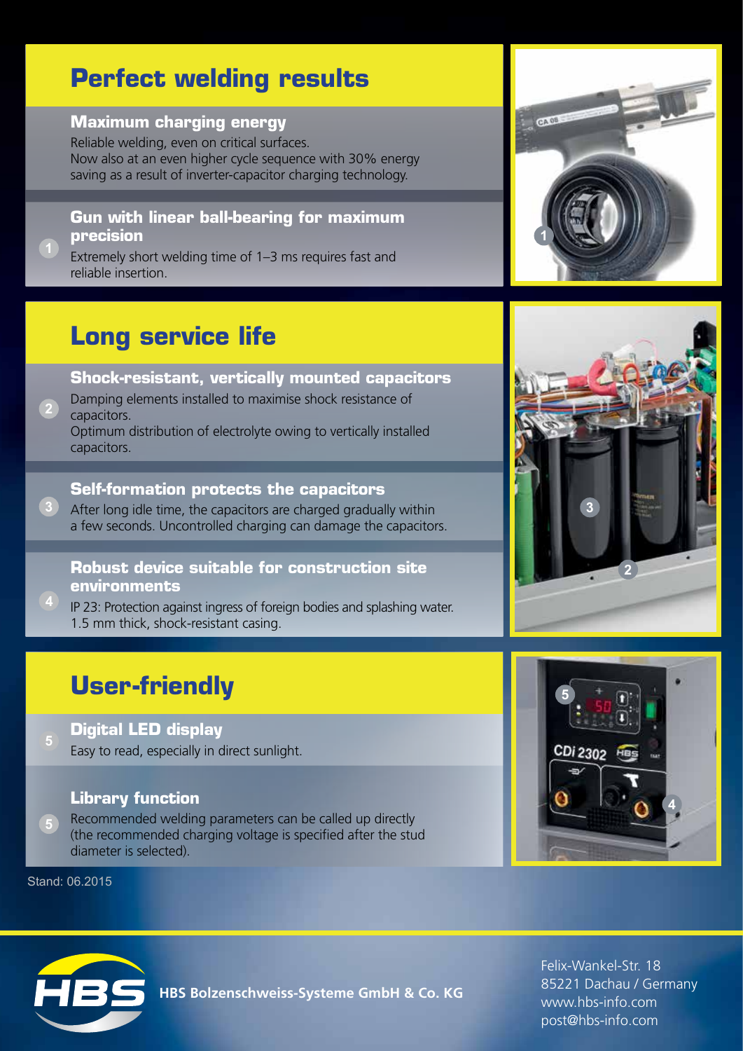## Perfect welding results

### Maximum charging energy

Reliable welding, even on critical surfaces.
Now also at an even higher cycle sequence with 30% energy saving as a result of inverter-capacitor charging technology.

### Gun with linear ball-bearing for maximum precision

1 Extremely short welding time of 1–3 ms requires fast and reliable insertion.

## Long service life

### Shock-resistant, vertically mounted capacitors

2 Damping elements installed to maximise shock resistance of capacitors.
Optimum distribution of electrolyte owing to vertically installed capacitors.

### Self-formation protects the capacitors

3 After long idle time, the capacitors are charged gradually within a few seconds. Uncontrolled charging can damage the capacitors.

### Robust device suitable for construction site environments

4 IP 23: Protection against ingress of foreign bodies and splashing water.
1.5 mm thick, shock-resistant casing.

## User-friendly

### Digital LED display

5 Easy to read, especially in direct sunlight.

### Library function

5 Recommended welding parameters can be called up directly (the recommended charging voltage is specified after the stud diameter is selected).

Stand: 06.2015

**HBS Bolzenschweiss-Systeme GmbH & Co. KG**

Felix-Wankel-Str. 18
85221 Dachau / Germany
www.hbs-info.com
post@hbs-info.com